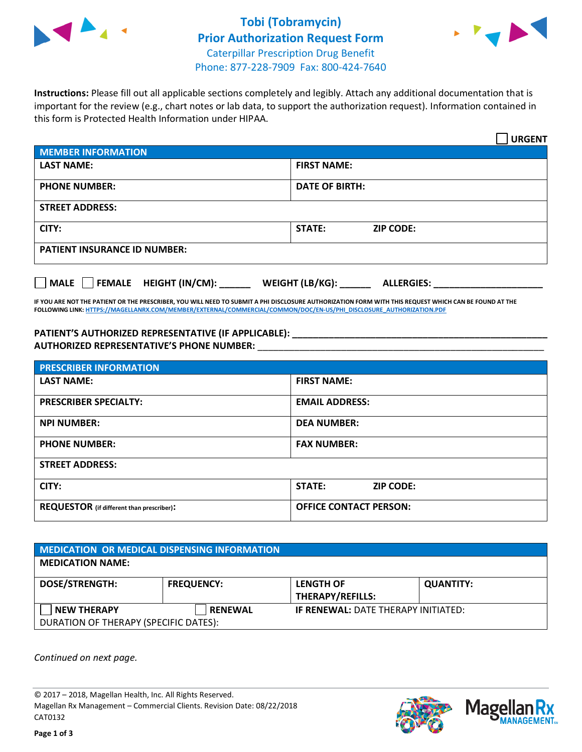# Tobi (Tobramycin) Prior Authorization Request Form

Caterpillar Prescription Drug Benefit
Phone: 877-228-7909 Fax: 800-424-7640

**Instructions:** Please fill out all applicable sections completely and legibly. Attach any additional documentation that is important for the review (e.g., chart notes or lab data, to support the authorization request). Information contained in this form is Protected Health Information under HIPAA.

☐ **URGENT**

| MEMBER INFORMATION | |
|---|---|
| **LAST NAME:** | **FIRST NAME:** |
| **PHONE NUMBER:** | **DATE OF BIRTH:** |
| **STREET ADDRESS:** | |
| **CITY:** | **STATE:** **ZIP CODE:** |
| **PATIENT INSURANCE ID NUMBER:** | |

☐ **MALE** ☐ **FEMALE** **HEIGHT (IN/CM):** ______ **WEIGHT (LB/KG):** ______ **ALLERGIES:** ____________________

**IF YOU ARE NOT THE PATIENT OR THE PRESCRIBER, YOU WILL NEED TO SUBMIT A PHI DISCLOSURE AUTHORIZATION FORM WITH THIS REQUEST WHICH CAN BE FOUND AT THE FOLLOWING LINK: HTTPS://MAGELLANRX.COM/MEMBER/EXTERNAL/COMMERCIAL/COMMON/DOC/EN-US/PHI_DISCLOSURE_AUTHORIZATION.PDF**

**PATIENT'S AUTHORIZED REPRESENTATIVE (IF APPLICABLE):** ____________________________________________
**AUTHORIZED REPRESENTATIVE'S PHONE NUMBER:** ____________________________________________

| PRESCRIBER INFORMATION | |
|---|---|
| **LAST NAME:** | **FIRST NAME:** |
| **PRESCRIBER SPECIALTY:** | **EMAIL ADDRESS:** |
| **NPI NUMBER:** | **DEA NUMBER:** |
| **PHONE NUMBER:** | **FAX NUMBER:** |
| **STREET ADDRESS:** | |
| **CITY:** | **STATE:** **ZIP CODE:** |
| **REQUESTOR** (if different than prescriber)**:** | **OFFICE CONTACT PERSON:** |

| MEDICATION OR MEDICAL DISPENSING INFORMATION | | | |
|---|---|---|---|
| **MEDICATION NAME:** | | | |
| **DOSE/STRENGTH:** | **FREQUENCY:** | **LENGTH OF THERAPY/REFILLS:** | **QUANTITY:** |
| ☐ **NEW THERAPY** | ☐ **RENEWAL** | **IF RENEWAL:** DATE THERAPY INITIATED: | |
| DURATION OF THERAPY (SPECIFIC DATES): | | | |

*Continued on next page.*

© 2017 – 2018, Magellan Health, Inc. All Rights Reserved.
Magellan Rx Management – Commercial Clients. Revision Date: 08/22/2018
CAT0132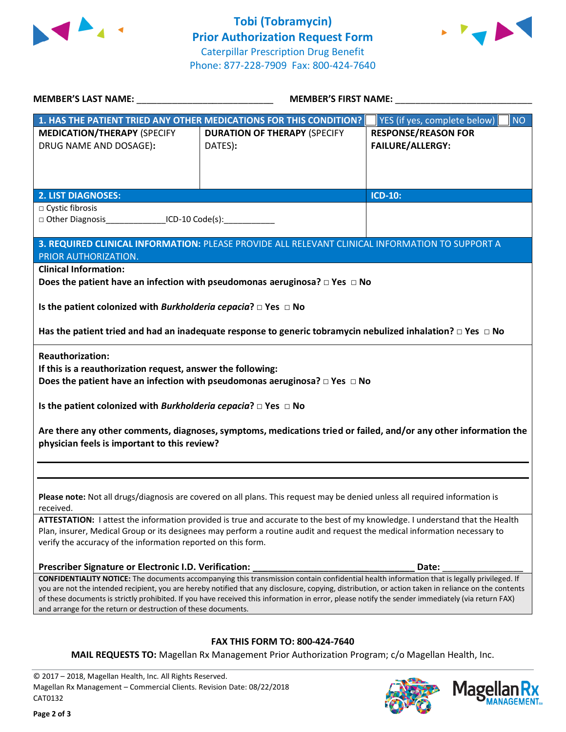# Tobi (Tobramycin) Prior Authorization Request Form

Caterpillar Prescription Drug Benefit
Phone: 877-228-7909 Fax: 800-424-7640

**MEMBER'S LAST NAME:** ___________________________ **MEMBER'S FIRST NAME:** ___________________________

| **1. HAS THE PATIENT TRIED ANY OTHER MEDICATIONS FOR THIS CONDITION?** | | ☐ YES (if yes, complete below) ☐ NO |
|---|---|---|
| **MEDICATION/THERAPY** (SPECIFY DRUG NAME AND DOSAGE): | **DURATION OF THERAPY** (SPECIFY DATES): | **RESPONSE/REASON FOR FAILURE/ALLERGY:** |
| | | |

| **2. LIST DIAGNOSES:** | **ICD-10:** |
|---|---|
| □ Cystic fibrosis<br>□ Other Diagnosis_____________ICD-10 Code(s):___________ | |

**3. REQUIRED CLINICAL INFORMATION:** PLEASE PROVIDE ALL RELEVANT CLINICAL INFORMATION TO SUPPORT A PRIOR AUTHORIZATION.

**Clinical Information:**

**Does the patient have an infection with pseudomonas aeruginosa? □ Yes □ No**

**Is the patient colonized with *Burkholderia cepacia*? □ Yes □ No**

**Has the patient tried and had an inadequate response to generic tobramycin nebulized inhalation? □ Yes □ No**

**Reauthorization:**

**If this is a reauthorization request, answer the following:**

**Does the patient have an infection with pseudomonas aeruginosa? □ Yes □ No**

**Is the patient colonized with *Burkholderia cepacia*? □ Yes □ No**

**Are there any other comments, diagnoses, symptoms, medications tried or failed, and/or any other information the physician feels is important to this review?**

_______________________________________________________________________________

_______________________________________________________________________________

**Please note:** Not all drugs/diagnosis are covered on all plans. This request may be denied unless all required information is received.

**ATTESTATION:** I attest the information provided is true and accurate to the best of my knowledge. I understand that the Health Plan, insurer, Medical Group or its designees may perform a routine audit and request the medical information necessary to verify the accuracy of the information reported on this form.

**Prescriber Signature or Electronic I.D. Verification:** ________________________________ **Date:** ________________

**CONFIDENTIALITY NOTICE:** The documents accompanying this transmission contain confidential health information that is legally privileged. If you are not the intended recipient, you are hereby notified that any disclosure, copying, distribution, or action taken in reliance on the contents of these documents is strictly prohibited. If you have received this information in error, please notify the sender immediately (via return FAX) and arrange for the return or destruction of these documents.

**FAX THIS FORM TO: 800-424-7640**

**MAIL REQUESTS TO:** Magellan Rx Management Prior Authorization Program; c/o Magellan Health, Inc.

© 2017 – 2018, Magellan Health, Inc. All Rights Reserved.
Magellan Rx Management – Commercial Clients. Revision Date: 08/22/2018
CAT0132